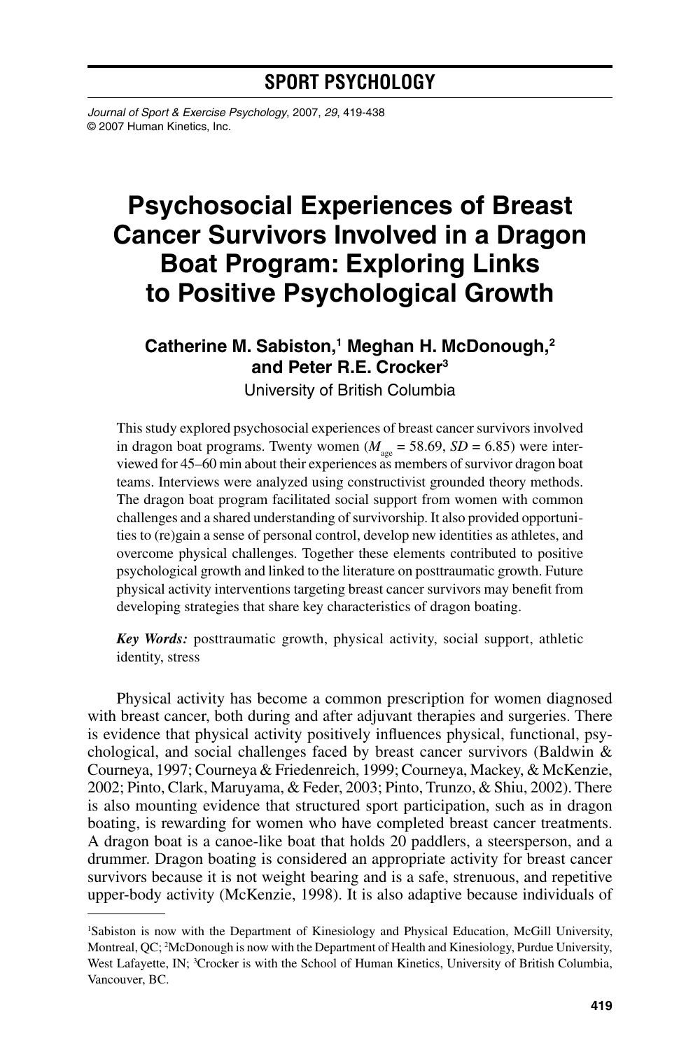SPORT PSYCHOLOGY

# Psychosocial Experiences of Breast Cancer Survivors Involved in a Dragon Boat Program: Exploring Links to Positive Psychological Growth

**Catherine M. Sabiston,[1] Meghan H. McDonough,[2] and Peter R.E. Crocker[3]**

University of British Columbia

This study explored psychosocial experiences of breast cancer survivors involved in dragon boat programs. Twenty women ($M_{age}$ = 58.69, $SD$ = 6.85) were interviewed for 45–60 min about their experiences as members of survivor dragon boat teams. Interviews were analyzed using constructivist grounded theory methods. The dragon boat program facilitated social support from women with common challenges and a shared understanding of survivorship. It also provided opportunities to (re)gain a sense of personal control, develop new identities as athletes, and overcome physical challenges. Together these elements contributed to positive psychological growth and linked to the literature on posttraumatic growth. Future physical activity interventions targeting breast cancer survivors may benefit from developing strategies that share key characteristics of dragon boating.

***Key Words:*** posttraumatic growth, physical activity, social support, athletic identity, stress

Physical activity has become a common prescription for women diagnosed with breast cancer, both during and after adjuvant therapies and surgeries. There is evidence that physical activity positively influences physical, functional, psychological, and social challenges faced by breast cancer survivors (Baldwin & Courneya, 1997; Courneya & Friedenreich, 1999; Courneya, Mackey, & McKenzie, 2002; Pinto, Clark, Maruyama, & Feder, 2003; Pinto, Trunzo, & Shiu, 2002). There is also mounting evidence that structured sport participation, such as in dragon boating, is rewarding for women who have completed breast cancer treatments. A dragon boat is a canoe-like boat that holds 20 paddlers, a steersperson, and a drummer. Dragon boating is considered an appropriate activity for breast cancer survivors because it is not weight bearing and is a safe, strenuous, and repetitive upper-body activity (McKenzie, 1998). It is also adaptive because individuals of

[1]Sabiston is now with the Department of Kinesiology and Physical Education, McGill University, Montreal, QC; [2]McDonough is now with the Department of Health and Kinesiology, Purdue University, West Lafayette, IN; [3]Crocker is with the School of Human Kinetics, University of British Columbia, Vancouver, BC.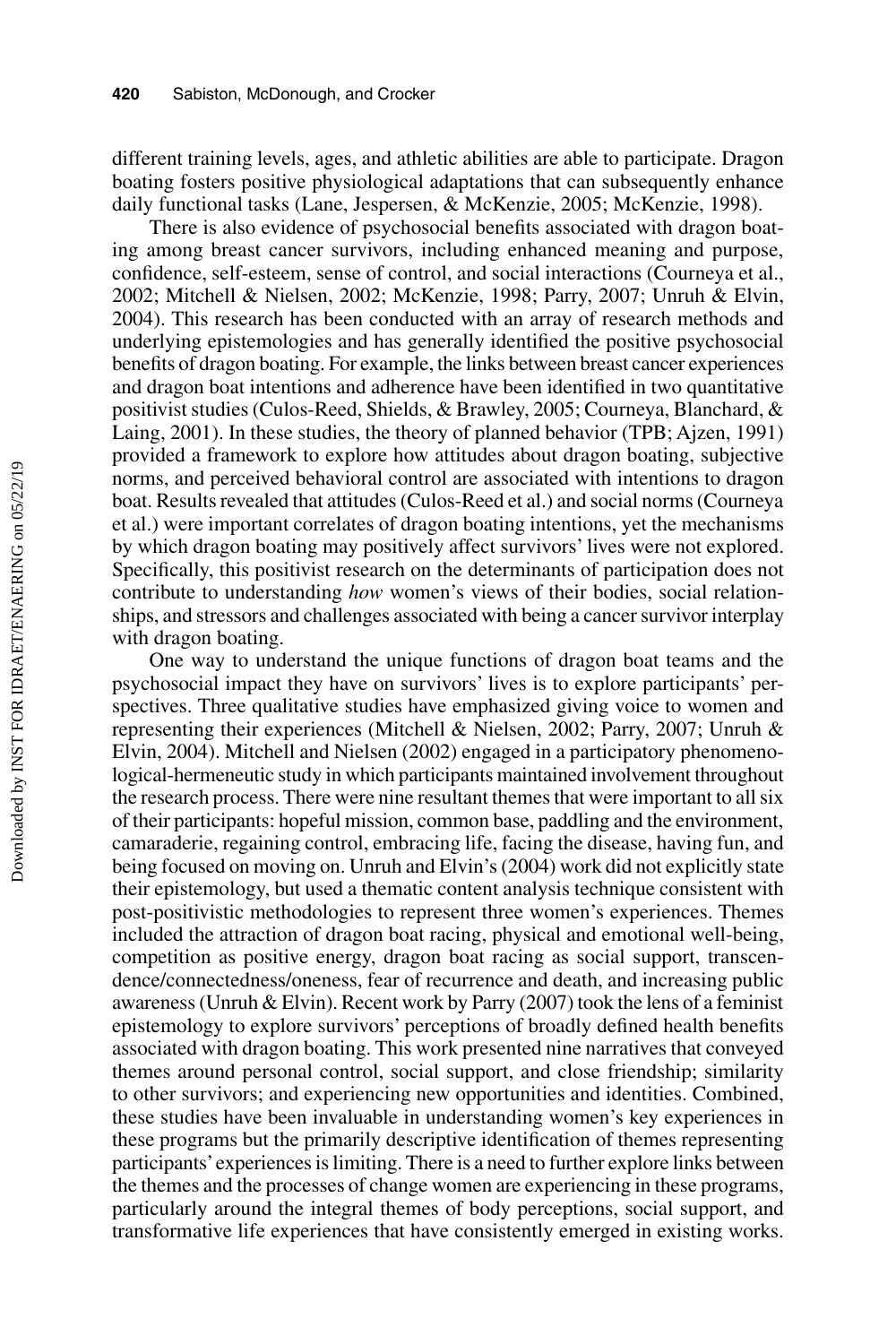different training levels, ages, and athletic abilities are able to participate. Dragon boating fosters positive physiological adaptations that can subsequently enhance daily functional tasks (Lane, Jespersen, & McKenzie, 2005; McKenzie, 1998).

There is also evidence of psychosocial benefits associated with dragon boating among breast cancer survivors, including enhanced meaning and purpose, confidence, self-esteem, sense of control, and social interactions (Courneya et al., 2002; Mitchell & Nielsen, 2002; McKenzie, 1998; Parry, 2007; Unruh & Elvin, 2004). This research has been conducted with an array of research methods and underlying epistemologies and has generally identified the positive psychosocial benefits of dragon boating. For example, the links between breast cancer experiences and dragon boat intentions and adherence have been identified in two quantitative positivist studies (Culos-Reed, Shields, & Brawley, 2005; Courneya, Blanchard, & Laing, 2001). In these studies, the theory of planned behavior (TPB; Ajzen, 1991) provided a framework to explore how attitudes about dragon boating, subjective norms, and perceived behavioral control are associated with intentions to dragon boat. Results revealed that attitudes (Culos-Reed et al.) and social norms (Courneya et al.) were important correlates of dragon boating intentions, yet the mechanisms by which dragon boating may positively affect survivors' lives were not explored. Specifically, this positivist research on the determinants of participation does not contribute to understanding *how* women's views of their bodies, social relationships, and stressors and challenges associated with being a cancer survivor interplay with dragon boating.

One way to understand the unique functions of dragon boat teams and the psychosocial impact they have on survivors' lives is to explore participants' perspectives. Three qualitative studies have emphasized giving voice to women and representing their experiences (Mitchell & Nielsen, 2002; Parry, 2007; Unruh & Elvin, 2004). Mitchell and Nielsen (2002) engaged in a participatory phenomenological-hermeneutic study in which participants maintained involvement throughout the research process. There were nine resultant themes that were important to all six of their participants: hopeful mission, common base, paddling and the environment, camaraderie, regaining control, embracing life, facing the disease, having fun, and being focused on moving on. Unruh and Elvin's (2004) work did not explicitly state their epistemology, but used a thematic content analysis technique consistent with post-positivistic methodologies to represent three women's experiences. Themes included the attraction of dragon boat racing, physical and emotional well-being, competition as positive energy, dragon boat racing as social support, transcendence/connectedness/oneness, fear of recurrence and death, and increasing public awareness (Unruh & Elvin). Recent work by Parry (2007) took the lens of a feminist epistemology to explore survivors' perceptions of broadly defined health benefits associated with dragon boating. This work presented nine narratives that conveyed themes around personal control, social support, and close friendship; similarity to other survivors; and experiencing new opportunities and identities. Combined, these studies have been invaluable in understanding women's key experiences in these programs but the primarily descriptive identification of themes representing participants' experiences is limiting. There is a need to further explore links between the themes and the processes of change women are experiencing in these programs, particularly around the integral themes of body perceptions, social support, and transformative life experiences that have consistently emerged in existing works.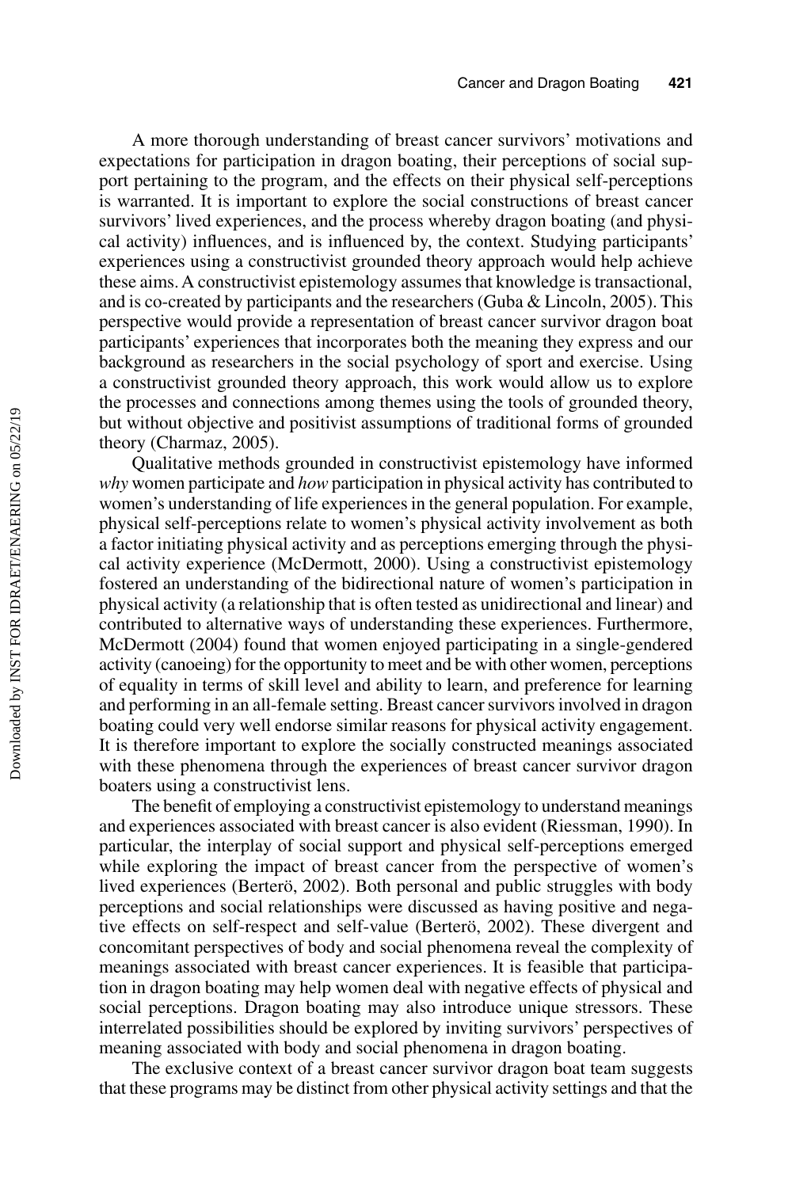A more thorough understanding of breast cancer survivors' motivations and expectations for participation in dragon boating, their perceptions of social support pertaining to the program, and the effects on their physical self-perceptions is warranted. It is important to explore the social constructions of breast cancer survivors' lived experiences, and the process whereby dragon boating (and physical activity) influences, and is influenced by, the context. Studying participants' experiences using a constructivist grounded theory approach would help achieve these aims. A constructivist epistemology assumes that knowledge is transactional, and is co-created by participants and the researchers (Guba & Lincoln, 2005). This perspective would provide a representation of breast cancer survivor dragon boat participants' experiences that incorporates both the meaning they express and our background as researchers in the social psychology of sport and exercise. Using a constructivist grounded theory approach, this work would allow us to explore the processes and connections among themes using the tools of grounded theory, but without objective and positivist assumptions of traditional forms of grounded theory (Charmaz, 2005).

Qualitative methods grounded in constructivist epistemology have informed *why* women participate and *how* participation in physical activity has contributed to women's understanding of life experiences in the general population. For example, physical self-perceptions relate to women's physical activity involvement as both a factor initiating physical activity and as perceptions emerging through the physical activity experience (McDermott, 2000). Using a constructivist epistemology fostered an understanding of the bidirectional nature of women's participation in physical activity (a relationship that is often tested as unidirectional and linear) and contributed to alternative ways of understanding these experiences. Furthermore, McDermott (2004) found that women enjoyed participating in a single-gendered activity (canoeing) for the opportunity to meet and be with other women, perceptions of equality in terms of skill level and ability to learn, and preference for learning and performing in an all-female setting. Breast cancer survivors involved in dragon boating could very well endorse similar reasons for physical activity engagement. It is therefore important to explore the socially constructed meanings associated with these phenomena through the experiences of breast cancer survivor dragon boaters using a constructivist lens.

The benefit of employing a constructivist epistemology to understand meanings and experiences associated with breast cancer is also evident (Riessman, 1990). In particular, the interplay of social support and physical self-perceptions emerged while exploring the impact of breast cancer from the perspective of women's lived experiences (Berterö, 2002). Both personal and public struggles with body perceptions and social relationships were discussed as having positive and negative effects on self-respect and self-value (Berterö, 2002). These divergent and concomitant perspectives of body and social phenomena reveal the complexity of meanings associated with breast cancer experiences. It is feasible that participation in dragon boating may help women deal with negative effects of physical and social perceptions. Dragon boating may also introduce unique stressors. These interrelated possibilities should be explored by inviting survivors' perspectives of meaning associated with body and social phenomena in dragon boating.

The exclusive context of a breast cancer survivor dragon boat team suggests that these programs may be distinct from other physical activity settings and that the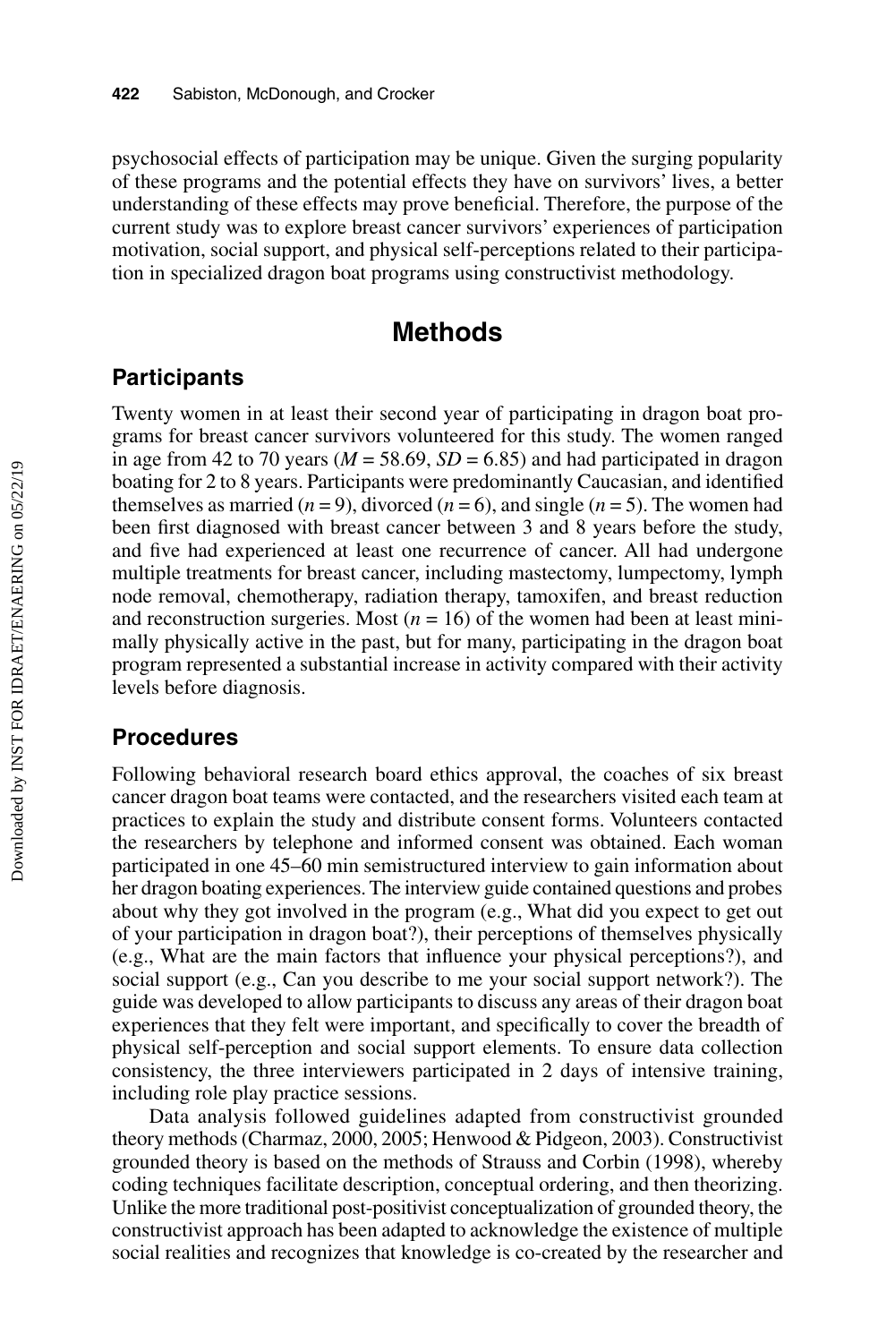psychosocial effects of participation may be unique. Given the surging popularity of these programs and the potential effects they have on survivors' lives, a better understanding of these effects may prove beneficial. Therefore, the purpose of the current study was to explore breast cancer survivors' experiences of participation motivation, social support, and physical self-perceptions related to their participation in specialized dragon boat programs using constructivist methodology.

# Methods

## Participants

Twenty women in at least their second year of participating in dragon boat programs for breast cancer survivors volunteered for this study. The women ranged in age from 42 to 70 years ($M = 58.69$, $SD = 6.85$) and had participated in dragon boating for 2 to 8 years. Participants were predominantly Caucasian, and identified themselves as married ($n = 9$), divorced ($n = 6$), and single ($n = 5$). The women had been first diagnosed with breast cancer between 3 and 8 years before the study, and five had experienced at least one recurrence of cancer. All had undergone multiple treatments for breast cancer, including mastectomy, lumpectomy, lymph node removal, chemotherapy, radiation therapy, tamoxifen, and breast reduction and reconstruction surgeries. Most ($n = 16$) of the women had been at least minimally physically active in the past, but for many, participating in the dragon boat program represented a substantial increase in activity compared with their activity levels before diagnosis.

## Procedures

Following behavioral research board ethics approval, the coaches of six breast cancer dragon boat teams were contacted, and the researchers visited each team at practices to explain the study and distribute consent forms. Volunteers contacted the researchers by telephone and informed consent was obtained. Each woman participated in one 45–60 min semistructured interview to gain information about her dragon boating experiences. The interview guide contained questions and probes about why they got involved in the program (e.g., What did you expect to get out of your participation in dragon boat?), their perceptions of themselves physically (e.g., What are the main factors that influence your physical perceptions?), and social support (e.g., Can you describe to me your social support network?). The guide was developed to allow participants to discuss any areas of their dragon boat experiences that they felt were important, and specifically to cover the breadth of physical self-perception and social support elements. To ensure data collection consistency, the three interviewers participated in 2 days of intensive training, including role play practice sessions.

Data analysis followed guidelines adapted from constructivist grounded theory methods (Charmaz, 2000, 2005; Henwood & Pidgeon, 2003). Constructivist grounded theory is based on the methods of Strauss and Corbin (1998), whereby coding techniques facilitate description, conceptual ordering, and then theorizing. Unlike the more traditional post-positivist conceptualization of grounded theory, the constructivist approach has been adapted to acknowledge the existence of multiple social realities and recognizes that knowledge is co-created by the researcher and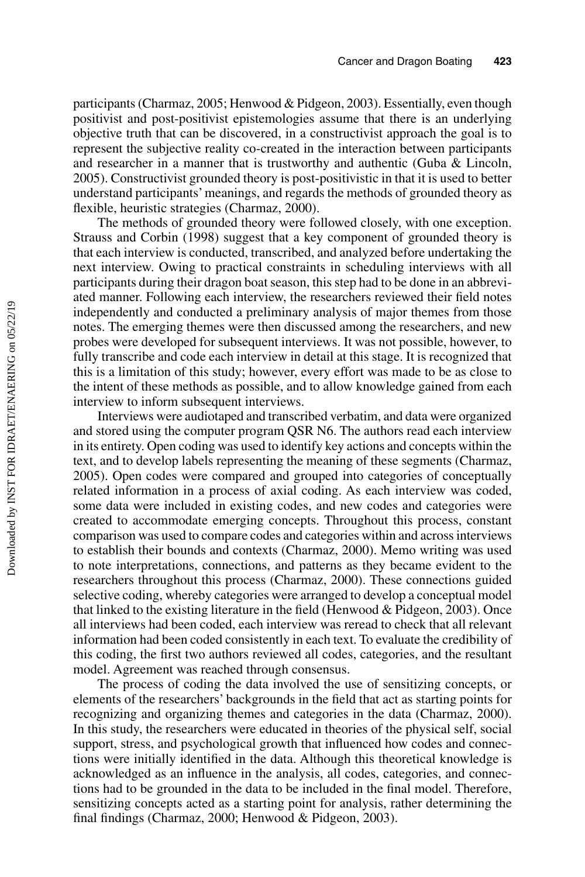participants (Charmaz, 2005; Henwood & Pidgeon, 2003). Essentially, even though positivist and post-positivist epistemologies assume that there is an underlying objective truth that can be discovered, in a constructivist approach the goal is to represent the subjective reality co-created in the interaction between participants and researcher in a manner that is trustworthy and authentic (Guba & Lincoln, 2005). Constructivist grounded theory is post-positivistic in that it is used to better understand participants' meanings, and regards the methods of grounded theory as flexible, heuristic strategies (Charmaz, 2000).

The methods of grounded theory were followed closely, with one exception. Strauss and Corbin (1998) suggest that a key component of grounded theory is that each interview is conducted, transcribed, and analyzed before undertaking the next interview. Owing to practical constraints in scheduling interviews with all participants during their dragon boat season, this step had to be done in an abbreviated manner. Following each interview, the researchers reviewed their field notes independently and conducted a preliminary analysis of major themes from those notes. The emerging themes were then discussed among the researchers, and new probes were developed for subsequent interviews. It was not possible, however, to fully transcribe and code each interview in detail at this stage. It is recognized that this is a limitation of this study; however, every effort was made to be as close to the intent of these methods as possible, and to allow knowledge gained from each interview to inform subsequent interviews.

Interviews were audiotaped and transcribed verbatim, and data were organized and stored using the computer program QSR N6. The authors read each interview in its entirety. Open coding was used to identify key actions and concepts within the text, and to develop labels representing the meaning of these segments (Charmaz, 2005). Open codes were compared and grouped into categories of conceptually related information in a process of axial coding. As each interview was coded, some data were included in existing codes, and new codes and categories were created to accommodate emerging concepts. Throughout this process, constant comparison was used to compare codes and categories within and across interviews to establish their bounds and contexts (Charmaz, 2000). Memo writing was used to note interpretations, connections, and patterns as they became evident to the researchers throughout this process (Charmaz, 2000). These connections guided selective coding, whereby categories were arranged to develop a conceptual model that linked to the existing literature in the field (Henwood & Pidgeon, 2003). Once all interviews had been coded, each interview was reread to check that all relevant information had been coded consistently in each text. To evaluate the credibility of this coding, the first two authors reviewed all codes, categories, and the resultant model. Agreement was reached through consensus.

The process of coding the data involved the use of sensitizing concepts, or elements of the researchers' backgrounds in the field that act as starting points for recognizing and organizing themes and categories in the data (Charmaz, 2000). In this study, the researchers were educated in theories of the physical self, social support, stress, and psychological growth that influenced how codes and connections were initially identified in the data. Although this theoretical knowledge is acknowledged as an influence in the analysis, all codes, categories, and connections had to be grounded in the data to be included in the final model. Therefore, sensitizing concepts acted as a starting point for analysis, rather determining the final findings (Charmaz, 2000; Henwood & Pidgeon, 2003).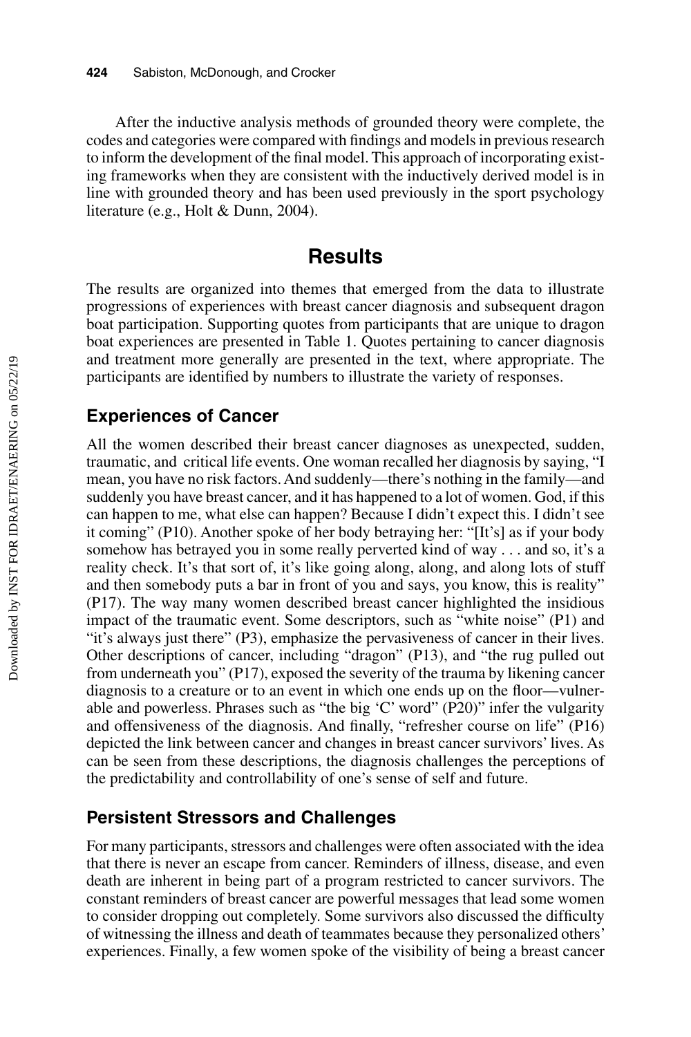After the inductive analysis methods of grounded theory were complete, the codes and categories were compared with findings and models in previous research to inform the development of the final model. This approach of incorporating existing frameworks when they are consistent with the inductively derived model is in line with grounded theory and has been used previously in the sport psychology literature (e.g., Holt & Dunn, 2004).

## Results

The results are organized into themes that emerged from the data to illustrate progressions of experiences with breast cancer diagnosis and subsequent dragon boat participation. Supporting quotes from participants that are unique to dragon boat experiences are presented in Table 1. Quotes pertaining to cancer diagnosis and treatment more generally are presented in the text, where appropriate. The participants are identified by numbers to illustrate the variety of responses.

### Experiences of Cancer

All the women described their breast cancer diagnoses as unexpected, sudden, traumatic, and critical life events. One woman recalled her diagnosis by saying, "I mean, you have no risk factors. And suddenly—there's nothing in the family—and suddenly you have breast cancer, and it has happened to a lot of women. God, if this can happen to me, what else can happen? Because I didn't expect this. I didn't see it coming" (P10). Another spoke of her body betraying her: "[It's] as if your body somehow has betrayed you in some really perverted kind of way . . . and so, it's a reality check. It's that sort of, it's like going along, along, and along lots of stuff and then somebody puts a bar in front of you and says, you know, this is reality" (P17). The way many women described breast cancer highlighted the insidious impact of the traumatic event. Some descriptors, such as "white noise" (P1) and "it's always just there" (P3), emphasize the pervasiveness of cancer in their lives. Other descriptions of cancer, including "dragon" (P13), and "the rug pulled out from underneath you" (P17), exposed the severity of the trauma by likening cancer diagnosis to a creature or to an event in which one ends up on the floor—vulnerable and powerless. Phrases such as "the big 'C' word" (P20)" infer the vulgarity and offensiveness of the diagnosis. And finally, "refresher course on life" (P16) depicted the link between cancer and changes in breast cancer survivors' lives. As can be seen from these descriptions, the diagnosis challenges the perceptions of the predictability and controllability of one's sense of self and future.

### Persistent Stressors and Challenges

For many participants, stressors and challenges were often associated with the idea that there is never an escape from cancer. Reminders of illness, disease, and even death are inherent in being part of a program restricted to cancer survivors. The constant reminders of breast cancer are powerful messages that lead some women to consider dropping out completely. Some survivors also discussed the difficulty of witnessing the illness and death of teammates because they personalized others' experiences. Finally, a few women spoke of the visibility of being a breast cancer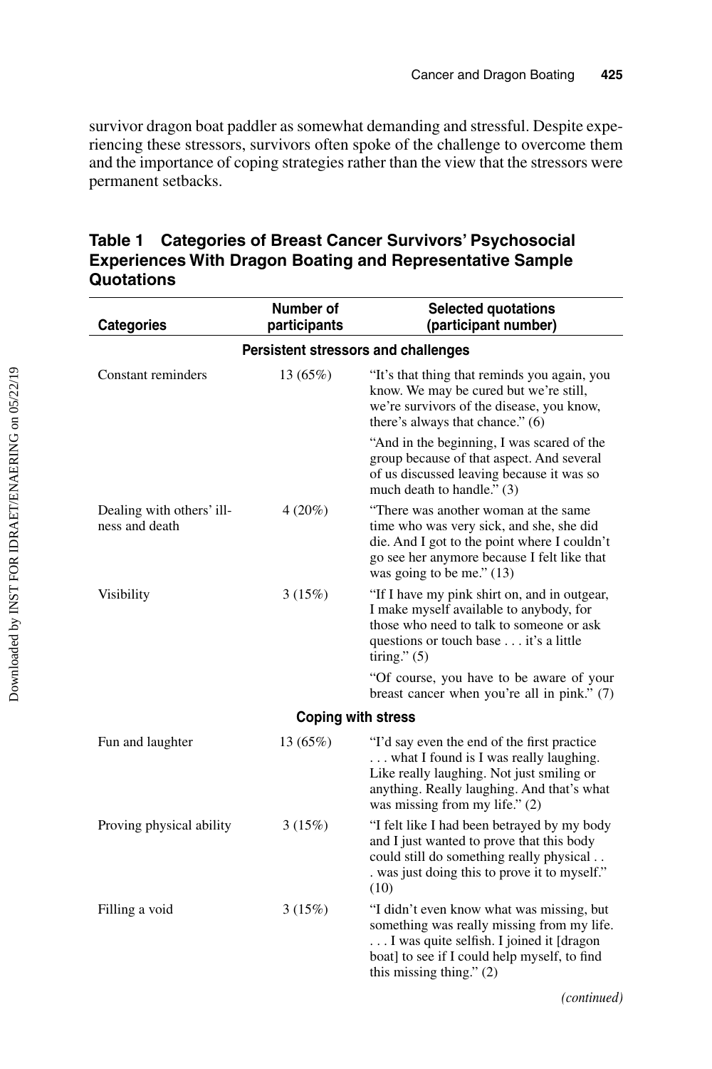survivor dragon boat paddler as somewhat demanding and stressful. Despite experiencing these stressors, survivors often spoke of the challenge to overcome them and the importance of coping strategies rather than the view that the stressors were permanent setbacks.

**Table 1 Categories of Breast Cancer Survivors' Psychosocial Experiences With Dragon Boating and Representative Sample Quotations**

| Categories | Number of participants | Selected quotations (participant number) |
|---|---|---|
| **Persistent stressors and challenges** | | |
| Constant reminders | 13 (65%) | "It's that thing that reminds you again, you know. We may be cured but we're still, we're survivors of the disease, you know, there's always that chance." (6) |
| | | "And in the beginning, I was scared of the group because of that aspect. And several of us discussed leaving because it was so much death to handle." (3) |
| Dealing with others' illness and death | 4 (20%) | "There was another woman at the same time who was very sick, and she, she did die. And I got to the point where I couldn't go see her anymore because I felt like that was going to be me." (13) |
| Visibility | 3 (15%) | "If I have my pink shirt on, and in outgear, I make myself available to anybody, for those who need to talk to someone or ask questions or touch base . . . it's a little tiring." (5) |
| | | "Of course, you have to be aware of your breast cancer when you're all in pink." (7) |
| **Coping with stress** | | |
| Fun and laughter | 13 (65%) | "I'd say even the end of the first practice . . . what I found is I was really laughing. Like really laughing. Not just smiling or anything. Really laughing. And that's what was missing from my life." (2) |
| Proving physical ability | 3 (15%) | "I felt like I had been betrayed by my body and I just wanted to prove that this body could still do something really physical . . . was just doing this to prove it to myself." (10) |
| Filling a void | 3 (15%) | "I didn't even know what was missing, but something was really missing from my life. . . . I was quite selfish. I joined it [dragon boat] to see if I could help myself, to find this missing thing." (2) |

*(continued)*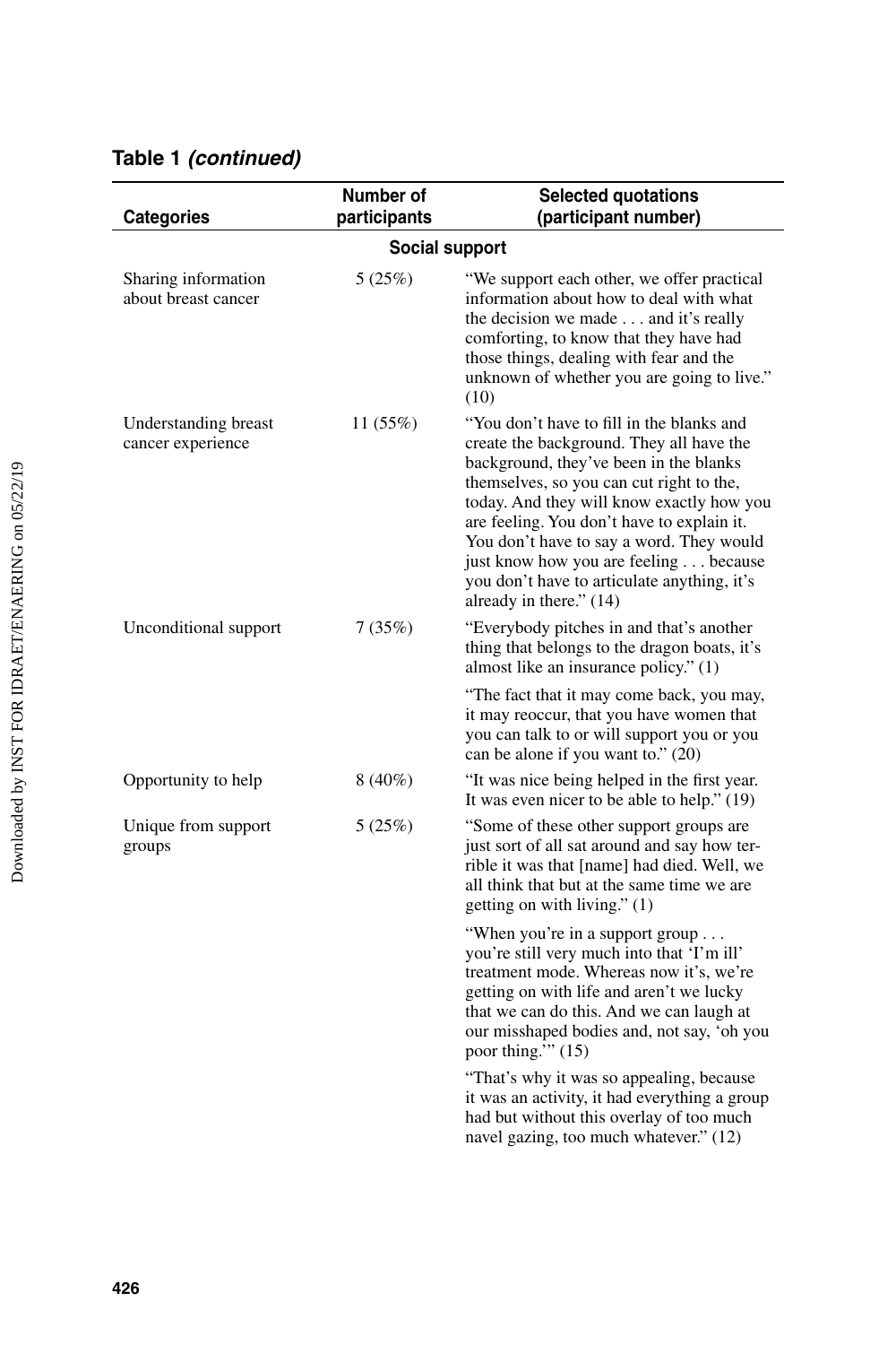**Table 1** ***(continued)***

| Categories | Number of participants | Selected quotations (participant number) |
|---|---|---|
| **Social support** | | |
| Sharing information about breast cancer | 5 (25%) | "We support each other, we offer practical information about how to deal with what the decision we made . . . and it's really comforting, to know that they have had those things, dealing with fear and the unknown of whether you are going to live." (10) |
| Understanding breast cancer experience | 11 (55%) | "You don't have to fill in the blanks and create the background. They all have the background, they've been in the blanks themselves, so you can cut right to the, today. And they will know exactly how you are feeling. You don't have to explain it. You don't have to say a word. They would just know how you are feeling . . . because you don't have to articulate anything, it's already in there." (14) |
| Unconditional support | 7 (35%) | "Everybody pitches in and that's another thing that belongs to the dragon boats, it's almost like an insurance policy." (1) |
| | | "The fact that it may come back, you may, it may reoccur, that you have women that you can talk to or will support you or you can be alone if you want to." (20) |
| Opportunity to help | 8 (40%) | "It was nice being helped in the first year. It was even nicer to be able to help." (19) |
| Unique from support groups | 5 (25%) | "Some of these other support groups are just sort of all sat around and say how terrible it was that [name] had died. Well, we all think that but at the same time we are getting on with living." (1) |
| | | "When you're in a support group . . . you're still very much into that 'I'm ill' treatment mode. Whereas now it's, we're getting on with life and aren't we lucky that we can do this. And we can laugh at our misshaped bodies and, not say, 'oh you poor thing.'" (15) |
| | | "That's why it was so appealing, because it was an activity, it had everything a group had but without this overlay of too much navel gazing, too much whatever." (12) |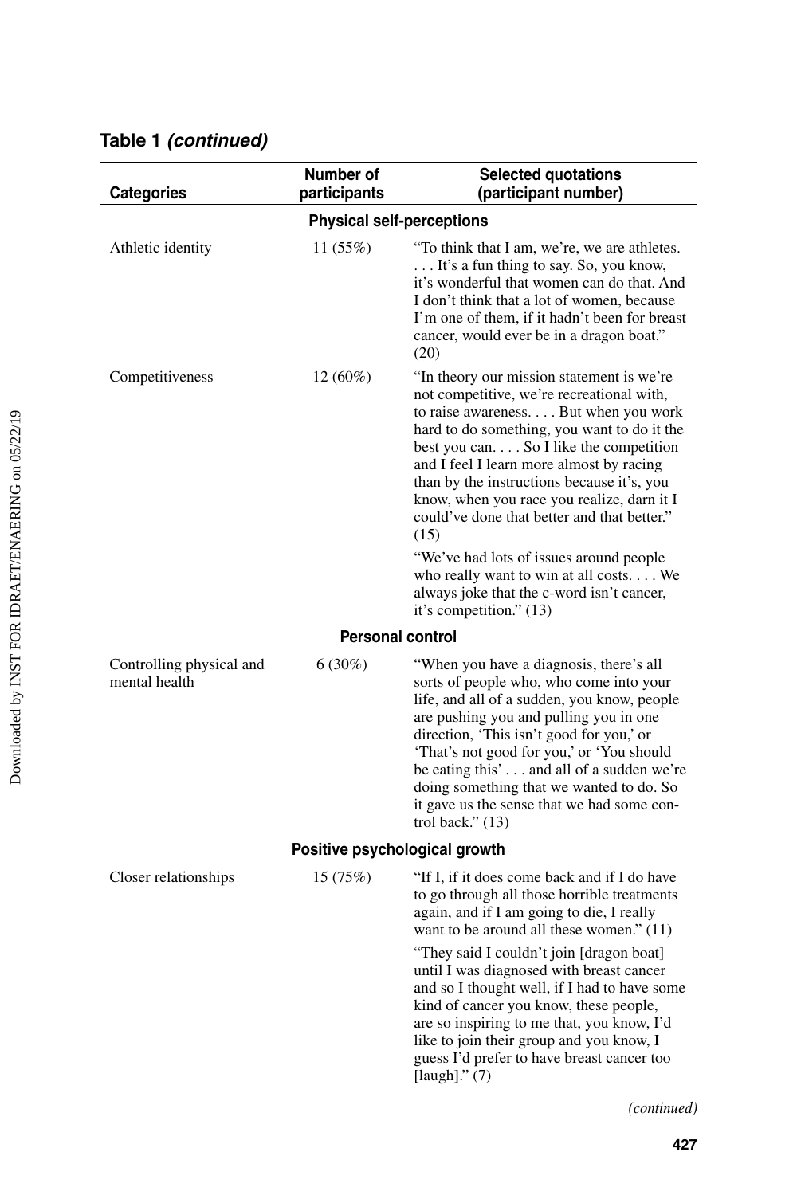**Table 1** ***(continued)***

| Categories | Number of participants | Selected quotations (participant number) |
|---|---|---|
| | **Physical self-perceptions** | |
| Athletic identity | 11 (55%) | "To think that I am, we're, we are athletes. . . . It's a fun thing to say. So, you know, it's wonderful that women can do that. And I don't think that a lot of women, because I'm one of them, if it hadn't been for breast cancer, would ever be in a dragon boat." (20) |
| Competitiveness | 12 (60%) | "In theory our mission statement is we're not competitive, we're recreational with, to raise awareness. . . . But when you work hard to do something, you want to do it the best you can. . . . So I like the competition and I feel I learn more almost by racing than by the instructions because it's, you know, when you race you realize, darn it I could've done that better and that better." (15) |
| | | "We've had lots of issues around people who really want to win at all costs. . . . We always joke that the c-word isn't cancer, it's competition." (13) |
| | **Personal control** | |
| Controlling physical and mental health | 6 (30%) | "When you have a diagnosis, there's all sorts of people who, who come into your life, and all of a sudden, you know, people are pushing you and pulling you in one direction, 'This isn't good for you,' or 'That's not good for you,' or 'You should be eating this' . . . and all of a sudden we're doing something that we wanted to do. So it gave us the sense that we had some control back." (13) |
| | **Positive psychological growth** | |
| Closer relationships | 15 (75%) | "If I, if it does come back and if I do have to go through all those horrible treatments again, and if I am going to die, I really want to be around all these women." (11) |
| | | "They said I couldn't join [dragon boat] until I was diagnosed with breast cancer and so I thought well, if I had to have some kind of cancer you know, these people, are so inspiring to me that, you know, I'd like to join their group and you know, I guess I'd prefer to have breast cancer too [laugh]." (7) |

*(continued)*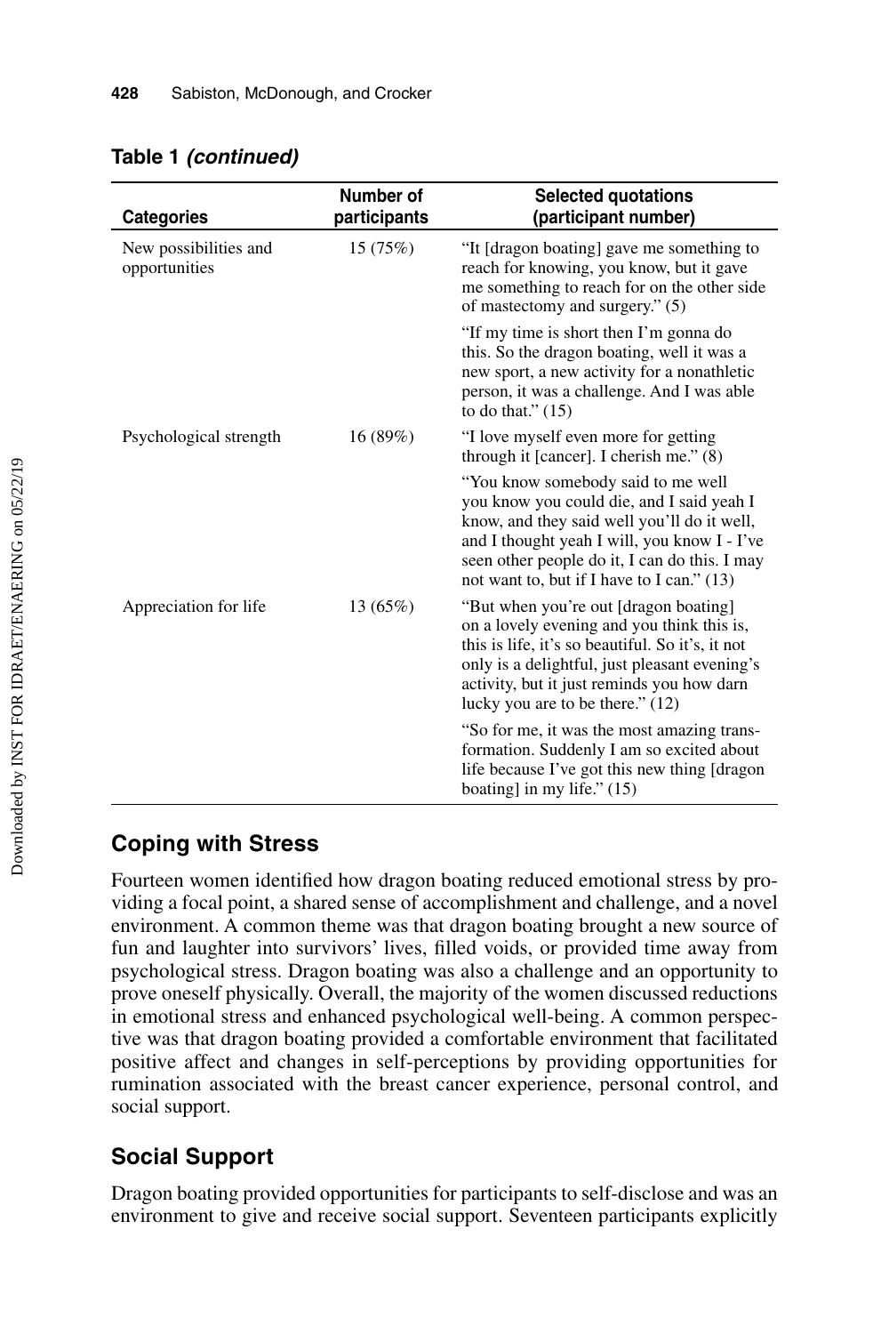**Table 1 *(continued)***

| Categories | Number of participants | Selected quotations (participant number) |
|---|---|---|
| New possibilities and opportunities | 15 (75%) | "It [dragon boating] gave me something to reach for knowing, you know, but it gave me something to reach for on the other side of mastectomy and surgery." (5) |
| | | "If my time is short then I'm gonna do this. So the dragon boating, well it was a new sport, a new activity for a nonathletic person, it was a challenge. And I was able to do that." (15) |
| Psychological strength | 16 (89%) | "I love myself even more for getting through it [cancer]. I cherish me." (8) |
| | | "You know somebody said to me well you know you could die, and I said yeah I know, and they said well you'll do it well, and I thought yeah I will, you know I - I've seen other people do it, I can do this. I may not want to, but if I have to I can." (13) |
| Appreciation for life | 13 (65%) | "But when you're out [dragon boating] on a lovely evening and you think this is, this is life, it's so beautiful. So it's, it not only is a delightful, just pleasant evening's activity, but it just reminds you how darn lucky you are to be there." (12) |
| | | "So for me, it was the most amazing transformation. Suddenly I am so excited about life because I've got this new thing [dragon boating] in my life." (15) |

## Coping with Stress

Fourteen women identified how dragon boating reduced emotional stress by providing a focal point, a shared sense of accomplishment and challenge, and a novel environment. A common theme was that dragon boating brought a new source of fun and laughter into survivors' lives, filled voids, or provided time away from psychological stress. Dragon boating was also a challenge and an opportunity to prove oneself physically. Overall, the majority of the women discussed reductions in emotional stress and enhanced psychological well-being. A common perspective was that dragon boating provided a comfortable environment that facilitated positive affect and changes in self-perceptions by providing opportunities for rumination associated with the breast cancer experience, personal control, and social support.

## Social Support

Dragon boating provided opportunities for participants to self-disclose and was an environment to give and receive social support. Seventeen participants explicitly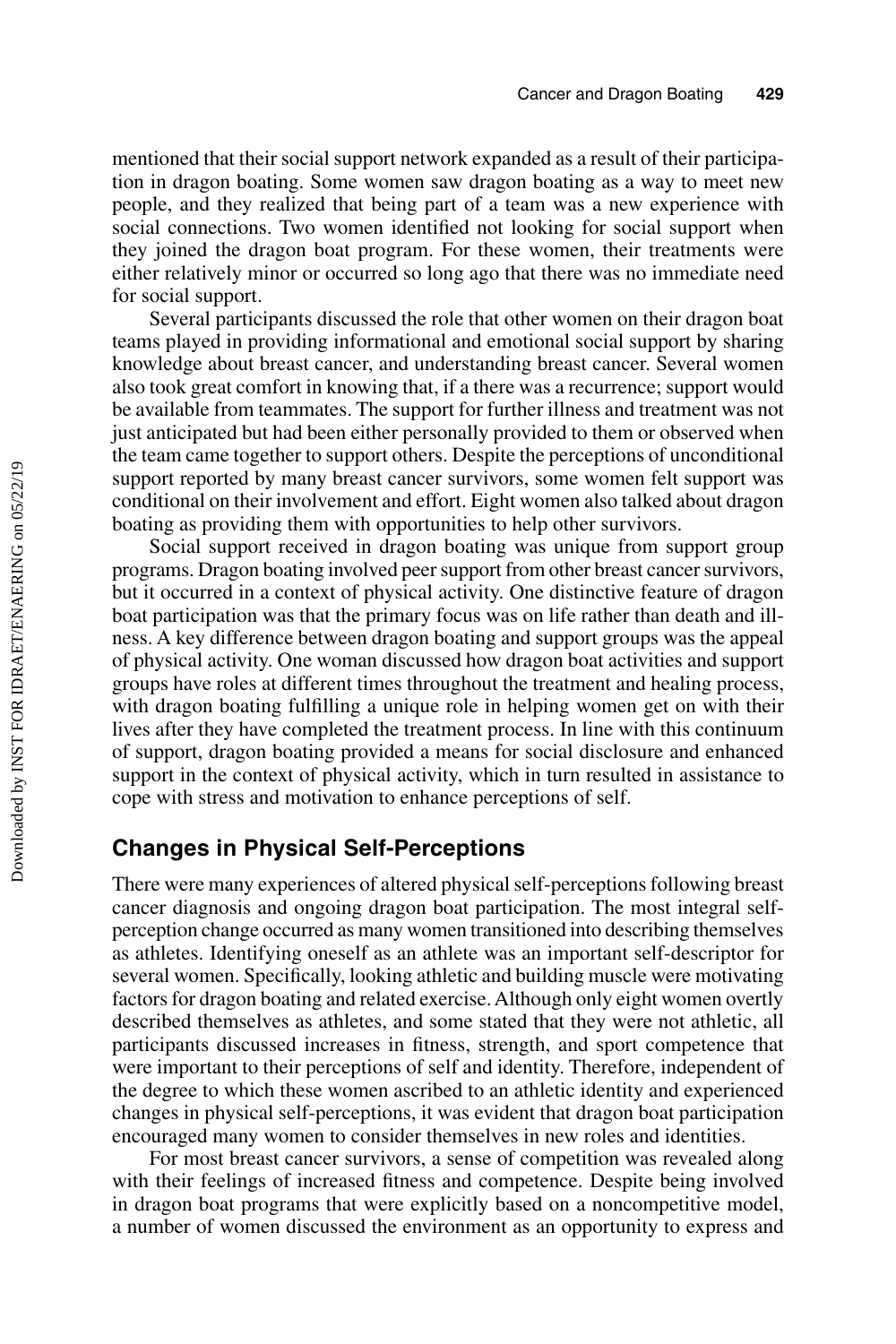mentioned that their social support network expanded as a result of their participation in dragon boating. Some women saw dragon boating as a way to meet new people, and they realized that being part of a team was a new experience with social connections. Two women identified not looking for social support when they joined the dragon boat program. For these women, their treatments were either relatively minor or occurred so long ago that there was no immediate need for social support.

Several participants discussed the role that other women on their dragon boat teams played in providing informational and emotional social support by sharing knowledge about breast cancer, and understanding breast cancer. Several women also took great comfort in knowing that, if a there was a recurrence; support would be available from teammates. The support for further illness and treatment was not just anticipated but had been either personally provided to them or observed when the team came together to support others. Despite the perceptions of unconditional support reported by many breast cancer survivors, some women felt support was conditional on their involvement and effort. Eight women also talked about dragon boating as providing them with opportunities to help other survivors.

Social support received in dragon boating was unique from support group programs. Dragon boating involved peer support from other breast cancer survivors, but it occurred in a context of physical activity. One distinctive feature of dragon boat participation was that the primary focus was on life rather than death and illness. A key difference between dragon boating and support groups was the appeal of physical activity. One woman discussed how dragon boat activities and support groups have roles at different times throughout the treatment and healing process, with dragon boating fulfilling a unique role in helping women get on with their lives after they have completed the treatment process. In line with this continuum of support, dragon boating provided a means for social disclosure and enhanced support in the context of physical activity, which in turn resulted in assistance to cope with stress and motivation to enhance perceptions of self.

## Changes in Physical Self-Perceptions

There were many experiences of altered physical self-perceptions following breast cancer diagnosis and ongoing dragon boat participation. The most integral self-perception change occurred as many women transitioned into describing themselves as athletes. Identifying oneself as an athlete was an important self-descriptor for several women. Specifically, looking athletic and building muscle were motivating factors for dragon boating and related exercise. Although only eight women overtly described themselves as athletes, and some stated that they were not athletic, all participants discussed increases in fitness, strength, and sport competence that were important to their perceptions of self and identity. Therefore, independent of the degree to which these women ascribed to an athletic identity and experienced changes in physical self-perceptions, it was evident that dragon boat participation encouraged many women to consider themselves in new roles and identities.

For most breast cancer survivors, a sense of competition was revealed along with their feelings of increased fitness and competence. Despite being involved in dragon boat programs that were explicitly based on a noncompetitive model, a number of women discussed the environment as an opportunity to express and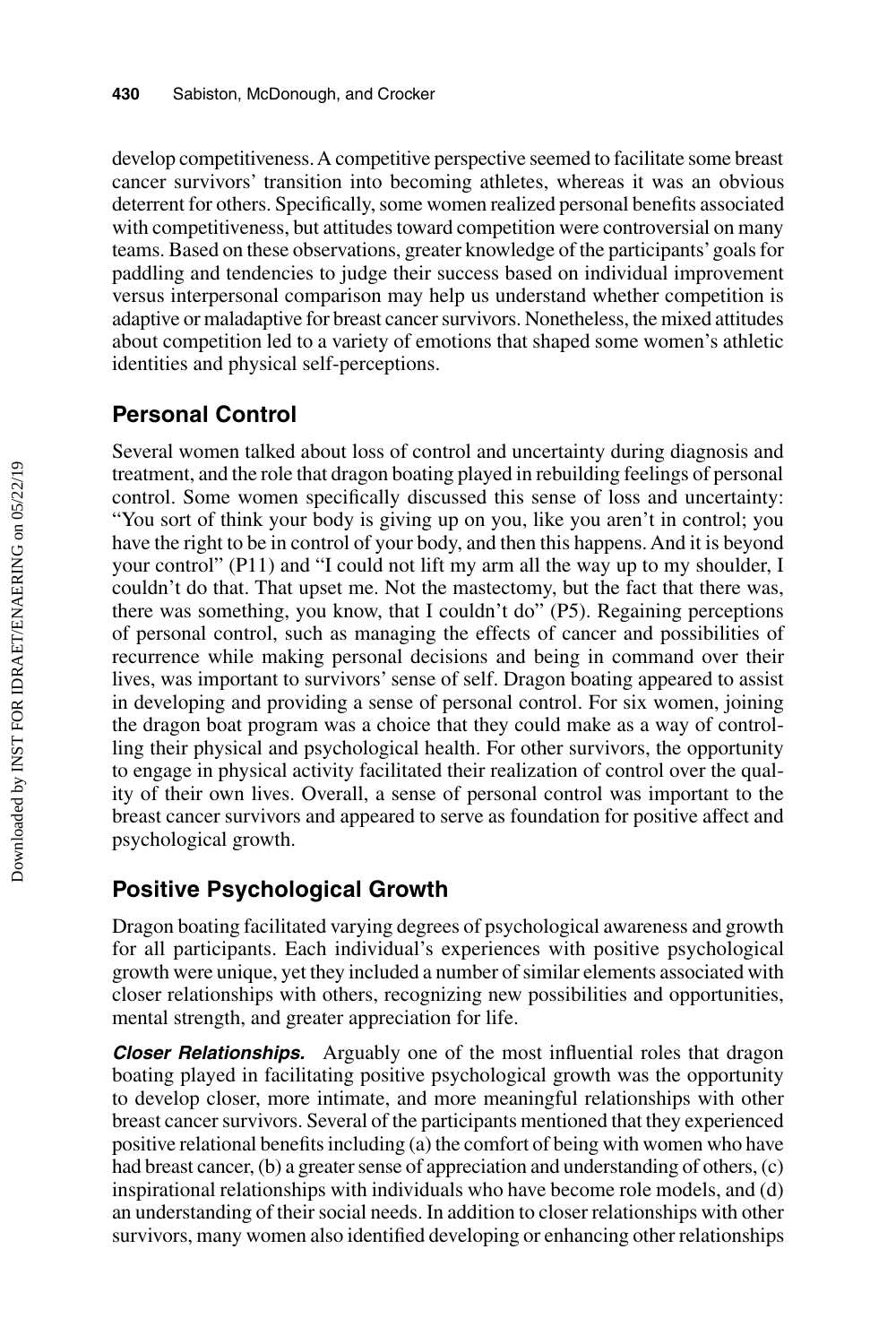develop competitiveness. A competitive perspective seemed to facilitate some breast cancer survivors' transition into becoming athletes, whereas it was an obvious deterrent for others. Specifically, some women realized personal benefits associated with competitiveness, but attitudes toward competition were controversial on many teams. Based on these observations, greater knowledge of the participants' goals for paddling and tendencies to judge their success based on individual improvement versus interpersonal comparison may help us understand whether competition is adaptive or maladaptive for breast cancer survivors. Nonetheless, the mixed attitudes about competition led to a variety of emotions that shaped some women's athletic identities and physical self-perceptions.

## Personal Control

Several women talked about loss of control and uncertainty during diagnosis and treatment, and the role that dragon boating played in rebuilding feelings of personal control. Some women specifically discussed this sense of loss and uncertainty: "You sort of think your body is giving up on you, like you aren't in control; you have the right to be in control of your body, and then this happens. And it is beyond your control" (P11) and "I could not lift my arm all the way up to my shoulder, I couldn't do that. That upset me. Not the mastectomy, but the fact that there was, there was something, you know, that I couldn't do" (P5). Regaining perceptions of personal control, such as managing the effects of cancer and possibilities of recurrence while making personal decisions and being in command over their lives, was important to survivors' sense of self. Dragon boating appeared to assist in developing and providing a sense of personal control. For six women, joining the dragon boat program was a choice that they could make as a way of controlling their physical and psychological health. For other survivors, the opportunity to engage in physical activity facilitated their realization of control over the quality of their own lives. Overall, a sense of personal control was important to the breast cancer survivors and appeared to serve as foundation for positive affect and psychological growth.

## Positive Psychological Growth

Dragon boating facilitated varying degrees of psychological awareness and growth for all participants. Each individual's experiences with positive psychological growth were unique, yet they included a number of similar elements associated with closer relationships with others, recognizing new possibilities and opportunities, mental strength, and greater appreciation for life.

***Closer Relationships.*** Arguably one of the most influential roles that dragon boating played in facilitating positive psychological growth was the opportunity to develop closer, more intimate, and more meaningful relationships with other breast cancer survivors. Several of the participants mentioned that they experienced positive relational benefits including (a) the comfort of being with women who have had breast cancer, (b) a greater sense of appreciation and understanding of others, (c) inspirational relationships with individuals who have become role models, and (d) an understanding of their social needs. In addition to closer relationships with other survivors, many women also identified developing or enhancing other relationships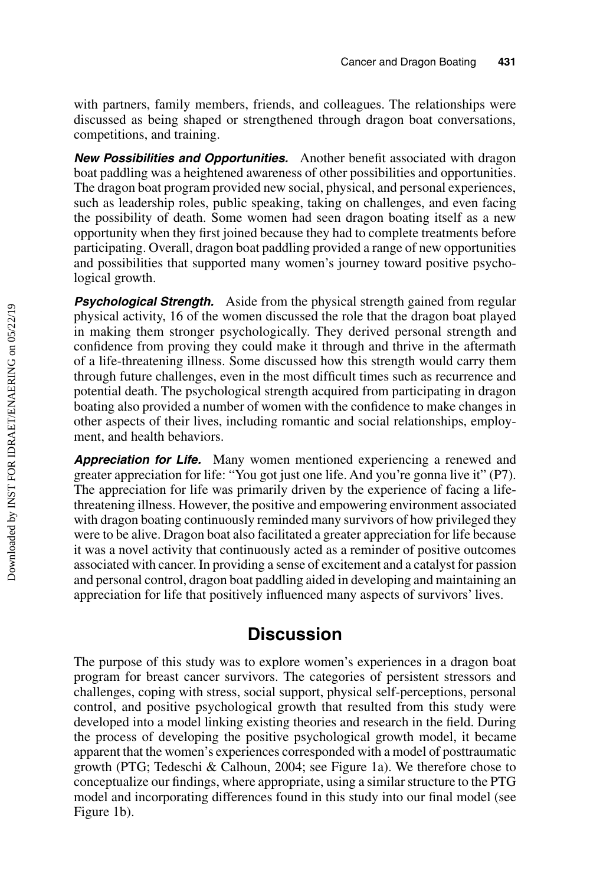with partners, family members, friends, and colleagues. The relationships were discussed as being shaped or strengthened through dragon boat conversations, competitions, and training.

***New Possibilities and Opportunities.*** Another benefit associated with dragon boat paddling was a heightened awareness of other possibilities and opportunities. The dragon boat program provided new social, physical, and personal experiences, such as leadership roles, public speaking, taking on challenges, and even facing the possibility of death. Some women had seen dragon boating itself as a new opportunity when they first joined because they had to complete treatments before participating. Overall, dragon boat paddling provided a range of new opportunities and possibilities that supported many women's journey toward positive psychological growth.

***Psychological Strength.*** Aside from the physical strength gained from regular physical activity, 16 of the women discussed the role that the dragon boat played in making them stronger psychologically. They derived personal strength and confidence from proving they could make it through and thrive in the aftermath of a life-threatening illness. Some discussed how this strength would carry them through future challenges, even in the most difficult times such as recurrence and potential death. The psychological strength acquired from participating in dragon boating also provided a number of women with the confidence to make changes in other aspects of their lives, including romantic and social relationships, employment, and health behaviors.

***Appreciation for Life.*** Many women mentioned experiencing a renewed and greater appreciation for life: "You got just one life. And you're gonna live it" (P7). The appreciation for life was primarily driven by the experience of facing a life-threatening illness. However, the positive and empowering environment associated with dragon boating continuously reminded many survivors of how privileged they were to be alive. Dragon boat also facilitated a greater appreciation for life because it was a novel activity that continuously acted as a reminder of positive outcomes associated with cancer. In providing a sense of excitement and a catalyst for passion and personal control, dragon boat paddling aided in developing and maintaining an appreciation for life that positively influenced many aspects of survivors' lives.

## Discussion

The purpose of this study was to explore women's experiences in a dragon boat program for breast cancer survivors. The categories of persistent stressors and challenges, coping with stress, social support, physical self-perceptions, personal control, and positive psychological growth that resulted from this study were developed into a model linking existing theories and research in the field. During the process of developing the positive psychological growth model, it became apparent that the women's experiences corresponded with a model of posttraumatic growth (PTG; Tedeschi & Calhoun, 2004; see Figure 1a). We therefore chose to conceptualize our findings, where appropriate, using a similar structure to the PTG model and incorporating differences found in this study into our final model (see Figure 1b).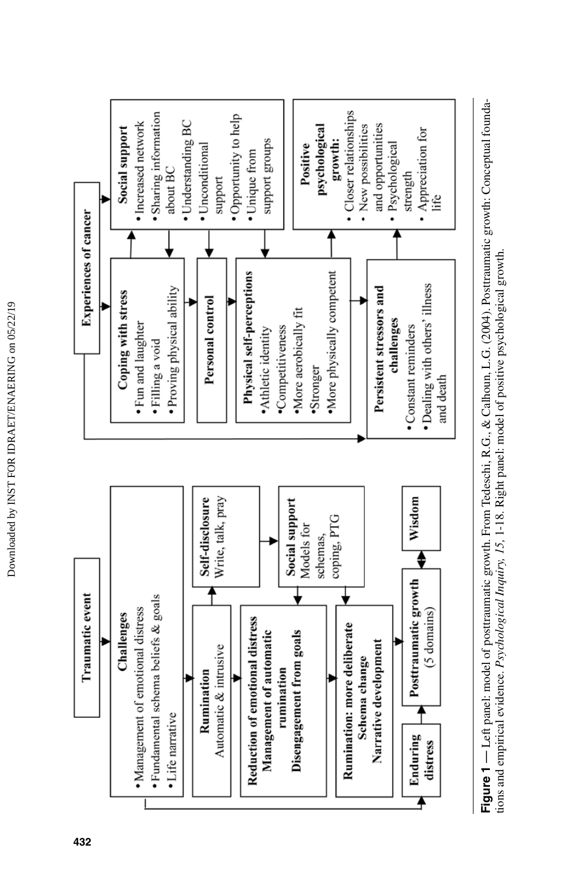**Left panel**

- **Traumatic event**
- **Challenges**
  - Management of emotional distress
  - Fundamental schema beliefs & goals
  - Life narrative
- **Rumination**
  Automatic & intrusive
- **Self-disclosure**
  Write, talk, pray
- **Reduction of emotional distress**
  **Management of automatic rumination**
  **Disengagement from goals**
- **Social support**
  Models for schemas, coping, PTG
- **Rumination: more deliberate**
  **Schema change**
  **Narrative development**
- **Enduring distress**
- **Posttraumatic growth**
  (5 domains)
- **Wisdom**

**Right panel**

- **Experiences of cancer**
- **Coping with stress**
  - Fun and laughter
  - Filling a void
  - Proving physical ability
- **Social support**
  - Increased network
  - Sharing information about BC
  - Understanding BC
  - Unconditional support
  - Opportunity to help
  - Unique from support groups
- **Personal control**
- **Physical self-perceptions**
  - Athletic identity
  - Competitiveness
  - More aerobically fit
  - Stronger
  - More physically competent
- **Positive psychological growth:**
  - Closer relationships
  - New possibilities and opportunities
  - Psychological strength
  - Appreciation for life
- **Persistent stressors and challenges**
  - Constant reminders
  - Dealing with others' illness and death

**Figure 1** — Left panel: model of posttraumatic growth. From Tedeschi, R.G., & Calhoun, L.G. (2004). Posttraumatic growth: Conceptual foundations and empirical evidence. *Psychological Inquiry, 15*, 1-18. Right panel: model of positive psychological growth.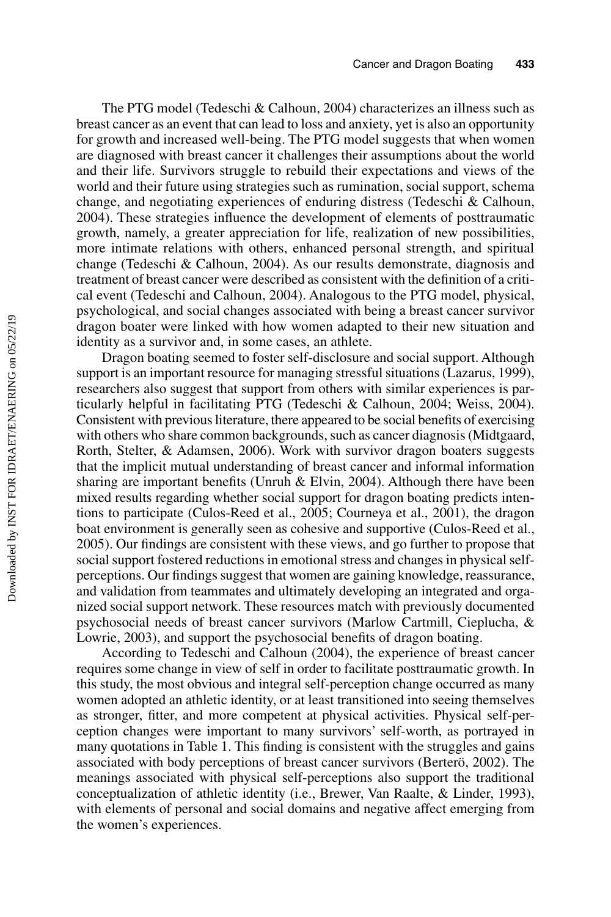The PTG model (Tedeschi & Calhoun, 2004) characterizes an illness such as breast cancer as an event that can lead to loss and anxiety, yet is also an opportunity for growth and increased well-being. The PTG model suggests that when women are diagnosed with breast cancer it challenges their assumptions about the world and their life. Survivors struggle to rebuild their expectations and views of the world and their future using strategies such as rumination, social support, schema change, and negotiating experiences of enduring distress (Tedeschi & Calhoun, 2004). These strategies influence the development of elements of posttraumatic growth, namely, a greater appreciation for life, realization of new possibilities, more intimate relations with others, enhanced personal strength, and spiritual change (Tedeschi & Calhoun, 2004). As our results demonstrate, diagnosis and treatment of breast cancer were described as consistent with the definition of a critical event (Tedeschi and Calhoun, 2004). Analogous to the PTG model, physical, psychological, and social changes associated with being a breast cancer survivor dragon boater were linked with how women adapted to their new situation and identity as a survivor and, in some cases, an athlete.

Dragon boating seemed to foster self-disclosure and social support. Although support is an important resource for managing stressful situations (Lazarus, 1999), researchers also suggest that support from others with similar experiences is particularly helpful in facilitating PTG (Tedeschi & Calhoun, 2004; Weiss, 2004). Consistent with previous literature, there appeared to be social benefits of exercising with others who share common backgrounds, such as cancer diagnosis (Midtgaard, Rorth, Stelter, & Adamsen, 2006). Work with survivor dragon boaters suggests that the implicit mutual understanding of breast cancer and informal information sharing are important benefits (Unruh & Elvin, 2004). Although there have been mixed results regarding whether social support for dragon boating predicts intentions to participate (Culos-Reed et al., 2005; Courneya et al., 2001), the dragon boat environment is generally seen as cohesive and supportive (Culos-Reed et al., 2005). Our findings are consistent with these views, and go further to propose that social support fostered reductions in emotional stress and changes in physical self-perceptions. Our findings suggest that women are gaining knowledge, reassurance, and validation from teammates and ultimately developing an integrated and organized social support network. These resources match with previously documented psychosocial needs of breast cancer survivors (Marlow Cartmill, Cieplucha, & Lowrie, 2003), and support the psychosocial benefits of dragon boating.

According to Tedeschi and Calhoun (2004), the experience of breast cancer requires some change in view of self in order to facilitate posttraumatic growth. In this study, the most obvious and integral self-perception change occurred as many women adopted an athletic identity, or at least transitioned into seeing themselves as stronger, fitter, and more competent at physical activities. Physical self-perception changes were important to many survivors' self-worth, as portrayed in many quotations in Table 1. This finding is consistent with the struggles and gains associated with body perceptions of breast cancer survivors (Berterö, 2002). The meanings associated with physical self-perceptions also support the traditional conceptualization of athletic identity (i.e., Brewer, Van Raalte, & Linder, 1993), with elements of personal and social domains and negative affect emerging from the women's experiences.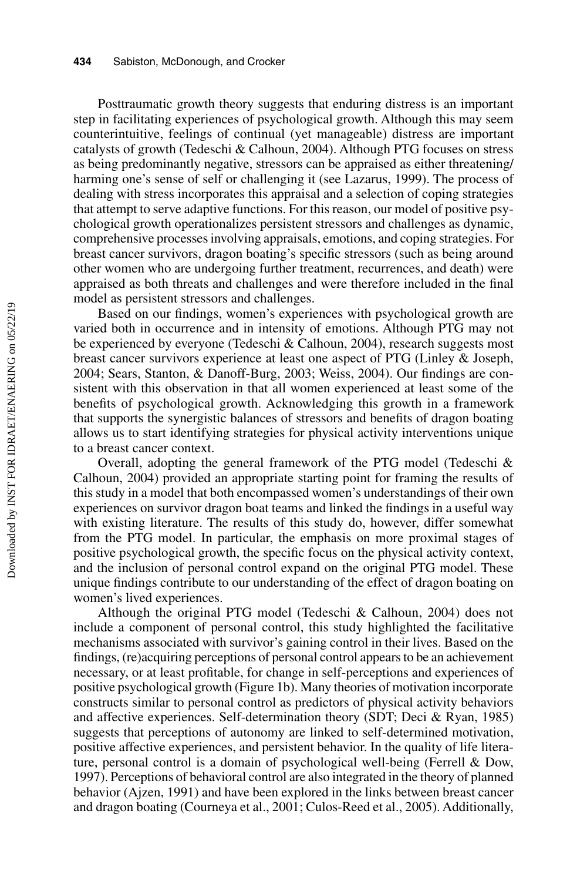Posttraumatic growth theory suggests that enduring distress is an important step in facilitating experiences of psychological growth. Although this may seem counterintuitive, feelings of continual (yet manageable) distress are important catalysts of growth (Tedeschi & Calhoun, 2004). Although PTG focuses on stress as being predominantly negative, stressors can be appraised as either threatening/harming one's sense of self or challenging it (see Lazarus, 1999). The process of dealing with stress incorporates this appraisal and a selection of coping strategies that attempt to serve adaptive functions. For this reason, our model of positive psychological growth operationalizes persistent stressors and challenges as dynamic, comprehensive processes involving appraisals, emotions, and coping strategies. For breast cancer survivors, dragon boating's specific stressors (such as being around other women who are undergoing further treatment, recurrences, and death) were appraised as both threats and challenges and were therefore included in the final model as persistent stressors and challenges.

Based on our findings, women's experiences with psychological growth are varied both in occurrence and in intensity of emotions. Although PTG may not be experienced by everyone (Tedeschi & Calhoun, 2004), research suggests most breast cancer survivors experience at least one aspect of PTG (Linley & Joseph, 2004; Sears, Stanton, & Danoff-Burg, 2003; Weiss, 2004). Our findings are consistent with this observation in that all women experienced at least some of the benefits of psychological growth. Acknowledging this growth in a framework that supports the synergistic balances of stressors and benefits of dragon boating allows us to start identifying strategies for physical activity interventions unique to a breast cancer context.

Overall, adopting the general framework of the PTG model (Tedeschi & Calhoun, 2004) provided an appropriate starting point for framing the results of this study in a model that both encompassed women's understandings of their own experiences on survivor dragon boat teams and linked the findings in a useful way with existing literature. The results of this study do, however, differ somewhat from the PTG model. In particular, the emphasis on more proximal stages of positive psychological growth, the specific focus on the physical activity context, and the inclusion of personal control expand on the original PTG model. These unique findings contribute to our understanding of the effect of dragon boating on women's lived experiences.

Although the original PTG model (Tedeschi & Calhoun, 2004) does not include a component of personal control, this study highlighted the facilitative mechanisms associated with survivor's gaining control in their lives. Based on the findings, (re)acquiring perceptions of personal control appears to be an achievement necessary, or at least profitable, for change in self-perceptions and experiences of positive psychological growth (Figure 1b). Many theories of motivation incorporate constructs similar to personal control as predictors of physical activity behaviors and affective experiences. Self-determination theory (SDT; Deci & Ryan, 1985) suggests that perceptions of autonomy are linked to self-determined motivation, positive affective experiences, and persistent behavior. In the quality of life literature, personal control is a domain of psychological well-being (Ferrell & Dow, 1997). Perceptions of behavioral control are also integrated in the theory of planned behavior (Ajzen, 1991) and have been explored in the links between breast cancer and dragon boating (Courneya et al., 2001; Culos-Reed et al., 2005). Additionally,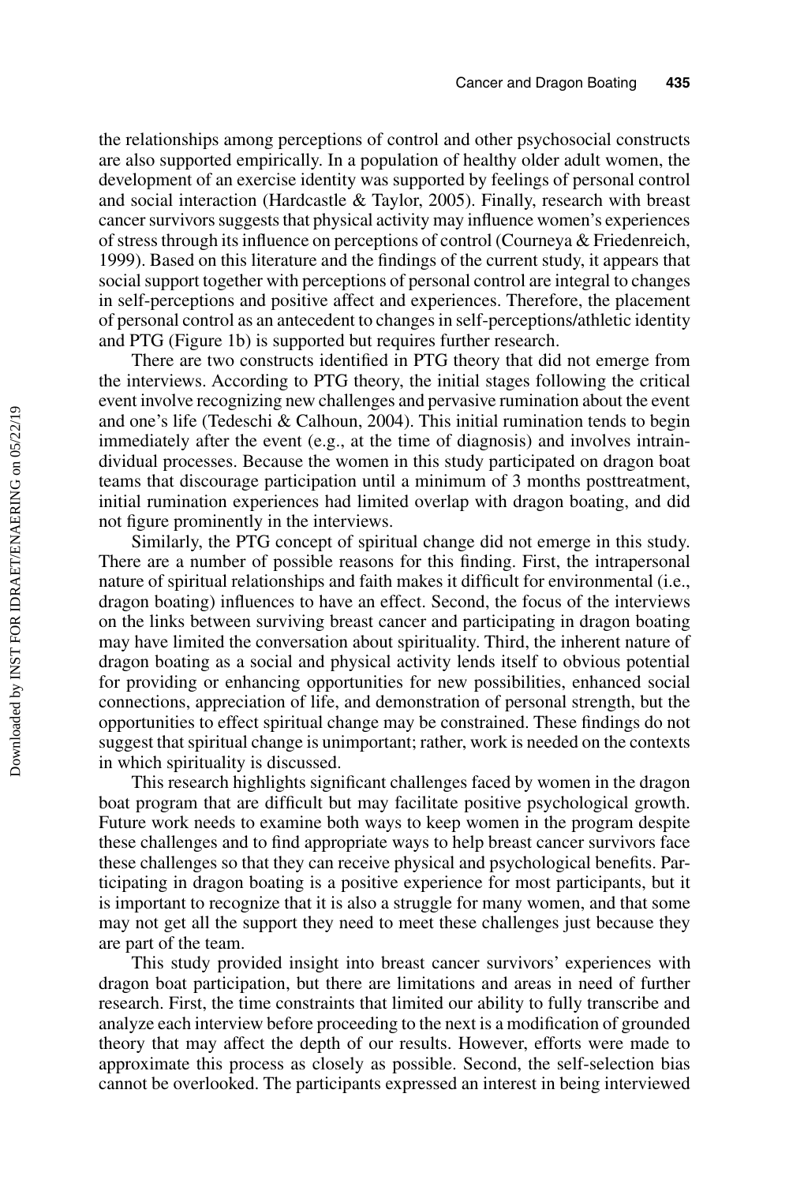the relationships among perceptions of control and other psychosocial constructs are also supported empirically. In a population of healthy older adult women, the development of an exercise identity was supported by feelings of personal control and social interaction (Hardcastle & Taylor, 2005). Finally, research with breast cancer survivors suggests that physical activity may influence women's experiences of stress through its influence on perceptions of control (Courneya & Friedenreich, 1999). Based on this literature and the findings of the current study, it appears that social support together with perceptions of personal control are integral to changes in self-perceptions and positive affect and experiences. Therefore, the placement of personal control as an antecedent to changes in self-perceptions/athletic identity and PTG (Figure 1b) is supported but requires further research.

There are two constructs identified in PTG theory that did not emerge from the interviews. According to PTG theory, the initial stages following the critical event involve recognizing new challenges and pervasive rumination about the event and one's life (Tedeschi & Calhoun, 2004). This initial rumination tends to begin immediately after the event (e.g., at the time of diagnosis) and involves intraindividual processes. Because the women in this study participated on dragon boat teams that discourage participation until a minimum of 3 months posttreatment, initial rumination experiences had limited overlap with dragon boating, and did not figure prominently in the interviews.

Similarly, the PTG concept of spiritual change did not emerge in this study. There are a number of possible reasons for this finding. First, the intrapersonal nature of spiritual relationships and faith makes it difficult for environmental (i.e., dragon boating) influences to have an effect. Second, the focus of the interviews on the links between surviving breast cancer and participating in dragon boating may have limited the conversation about spirituality. Third, the inherent nature of dragon boating as a social and physical activity lends itself to obvious potential for providing or enhancing opportunities for new possibilities, enhanced social connections, appreciation of life, and demonstration of personal strength, but the opportunities to effect spiritual change may be constrained. These findings do not suggest that spiritual change is unimportant; rather, work is needed on the contexts in which spirituality is discussed.

This research highlights significant challenges faced by women in the dragon boat program that are difficult but may facilitate positive psychological growth. Future work needs to examine both ways to keep women in the program despite these challenges and to find appropriate ways to help breast cancer survivors face these challenges so that they can receive physical and psychological benefits. Participating in dragon boating is a positive experience for most participants, but it is important to recognize that it is also a struggle for many women, and that some may not get all the support they need to meet these challenges just because they are part of the team.

This study provided insight into breast cancer survivors' experiences with dragon boat participation, but there are limitations and areas in need of further research. First, the time constraints that limited our ability to fully transcribe and analyze each interview before proceeding to the next is a modification of grounded theory that may affect the depth of our results. However, efforts were made to approximate this process as closely as possible. Second, the self-selection bias cannot be overlooked. The participants expressed an interest in being interviewed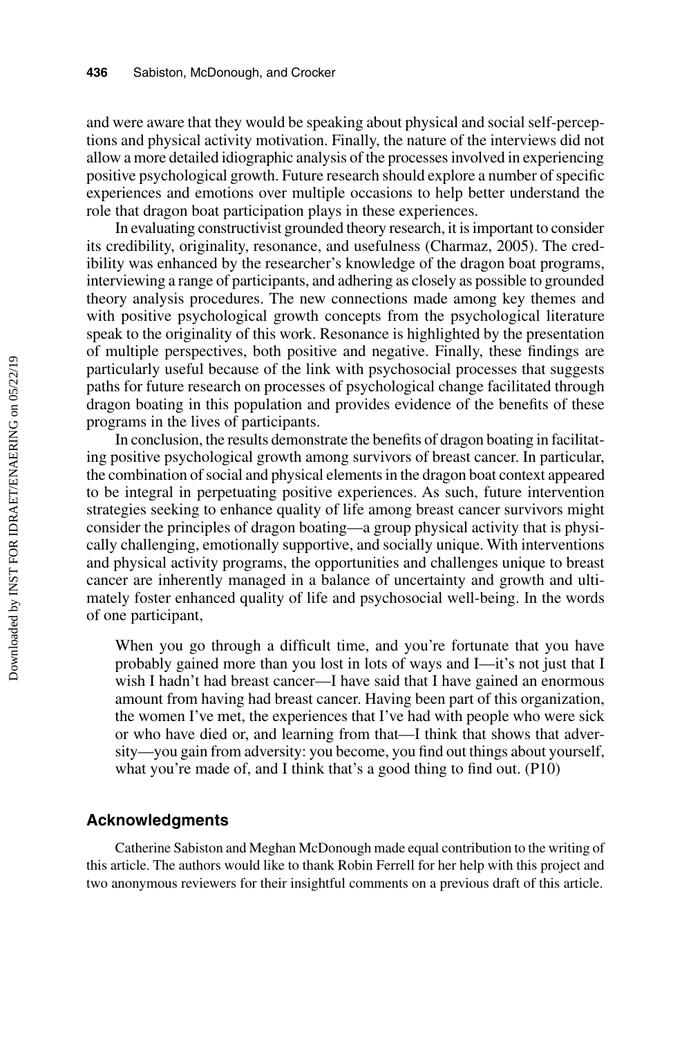and were aware that they would be speaking about physical and social self-perceptions and physical activity motivation. Finally, the nature of the interviews did not allow a more detailed idiographic analysis of the processes involved in experiencing positive psychological growth. Future research should explore a number of specific experiences and emotions over multiple occasions to help better understand the role that dragon boat participation plays in these experiences.

In evaluating constructivist grounded theory research, it is important to consider its credibility, originality, resonance, and usefulness (Charmaz, 2005). The credibility was enhanced by the researcher's knowledge of the dragon boat programs, interviewing a range of participants, and adhering as closely as possible to grounded theory analysis procedures. The new connections made among key themes and with positive psychological growth concepts from the psychological literature speak to the originality of this work. Resonance is highlighted by the presentation of multiple perspectives, both positive and negative. Finally, these findings are particularly useful because of the link with psychosocial processes that suggests paths for future research on processes of psychological change facilitated through dragon boating in this population and provides evidence of the benefits of these programs in the lives of participants.

In conclusion, the results demonstrate the benefits of dragon boating in facilitating positive psychological growth among survivors of breast cancer. In particular, the combination of social and physical elements in the dragon boat context appeared to be integral in perpetuating positive experiences. As such, future intervention strategies seeking to enhance quality of life among breast cancer survivors might consider the principles of dragon boating—a group physical activity that is physically challenging, emotionally supportive, and socially unique. With interventions and physical activity programs, the opportunities and challenges unique to breast cancer are inherently managed in a balance of uncertainty and growth and ultimately foster enhanced quality of life and psychosocial well-being. In the words of one participant,

> When you go through a difficult time, and you're fortunate that you have probably gained more than you lost in lots of ways and I—it's not just that I wish I hadn't had breast cancer—I have said that I have gained an enormous amount from having had breast cancer. Having been part of this organization, the women I've met, the experiences that I've had with people who were sick or who have died or, and learning from that—I think that shows that adversity—you gain from adversity: you become, you find out things about yourself, what you're made of, and I think that's a good thing to find out. (P10)

## Acknowledgments

Catherine Sabiston and Meghan McDonough made equal contribution to the writing of this article. The authors would like to thank Robin Ferrell for her help with this project and two anonymous reviewers for their insightful comments on a previous draft of this article.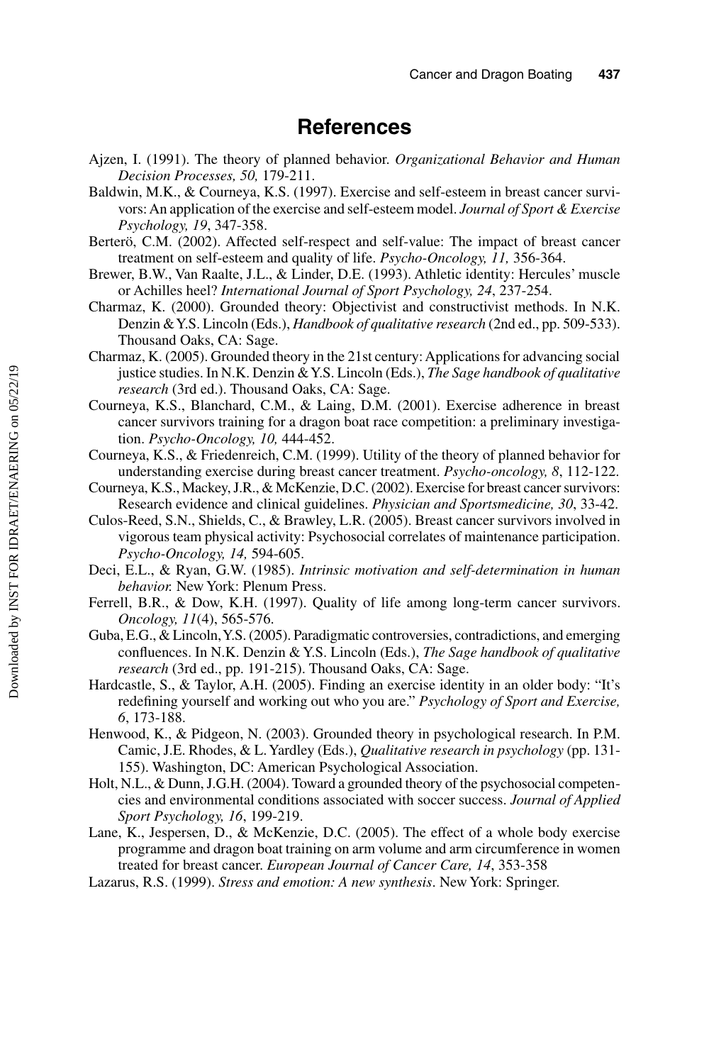# References

Ajzen, I. (1991). The theory of planned behavior. *Organizational Behavior and Human Decision Processes, 50,* 179-211.

Baldwin, M.K., & Courneya, K.S. (1997). Exercise and self-esteem in breast cancer survivors: An application of the exercise and self-esteem model. *Journal of Sport & Exercise Psychology, 19*, 347-358.

Berterö, C.M. (2002). Affected self-respect and self-value: The impact of breast cancer treatment on self-esteem and quality of life. *Psycho-Oncology, 11,* 356-364.

Brewer, B.W., Van Raalte, J.L., & Linder, D.E. (1993). Athletic identity: Hercules' muscle or Achilles heel? *International Journal of Sport Psychology, 24*, 237-254.

Charmaz, K. (2000). Grounded theory: Objectivist and constructivist methods. In N.K. Denzin & Y.S. Lincoln (Eds.), *Handbook of qualitative research* (2nd ed., pp. 509-533). Thousand Oaks, CA: Sage.

Charmaz, K. (2005). Grounded theory in the 21st century: Applications for advancing social justice studies. In N.K. Denzin & Y.S. Lincoln (Eds.), *The Sage handbook of qualitative research* (3rd ed.). Thousand Oaks, CA: Sage.

Courneya, K.S., Blanchard, C.M., & Laing, D.M. (2001). Exercise adherence in breast cancer survivors training for a dragon boat race competition: a preliminary investigation. *Psycho-Oncology, 10,* 444-452.

Courneya, K.S., & Friedenreich, C.M. (1999). Utility of the theory of planned behavior for understanding exercise during breast cancer treatment. *Psycho-oncology, 8*, 112-122.

Courneya, K.S., Mackey, J.R., & McKenzie, D.C. (2002). Exercise for breast cancer survivors: Research evidence and clinical guidelines. *Physician and Sportsmedicine, 30*, 33-42.

Culos-Reed, S.N., Shields, C., & Brawley, L.R. (2005). Breast cancer survivors involved in vigorous team physical activity: Psychosocial correlates of maintenance participation. *Psycho-Oncology, 14,* 594-605.

Deci, E.L., & Ryan, G.W. (1985). *Intrinsic motivation and self-determination in human behavior.* New York: Plenum Press.

Ferrell, B.R., & Dow, K.H. (1997). Quality of life among long-term cancer survivors. *Oncology, 11*(4), 565-576.

Guba, E.G., & Lincoln, Y.S. (2005). Paradigmatic controversies, contradictions, and emerging confluences. In N.K. Denzin & Y.S. Lincoln (Eds.), *The Sage handbook of qualitative research* (3rd ed., pp. 191-215). Thousand Oaks, CA: Sage.

Hardcastle, S., & Taylor, A.H. (2005). Finding an exercise identity in an older body: "It's redefining yourself and working out who you are." *Psychology of Sport and Exercise, 6*, 173-188.

Henwood, K., & Pidgeon, N. (2003). Grounded theory in psychological research. In P.M. Camic, J.E. Rhodes, & L. Yardley (Eds.), *Qualitative research in psychology* (pp. 131-155). Washington, DC: American Psychological Association.

Holt, N.L., & Dunn, J.G.H. (2004). Toward a grounded theory of the psychosocial competencies and environmental conditions associated with soccer success. *Journal of Applied Sport Psychology, 16*, 199-219.

Lane, K., Jespersen, D., & McKenzie, D.C. (2005). The effect of a whole body exercise programme and dragon boat training on arm volume and arm circumference in women treated for breast cancer. *European Journal of Cancer Care, 14*, 353-358

Lazarus, R.S. (1999). *Stress and emotion: A new synthesis*. New York: Springer.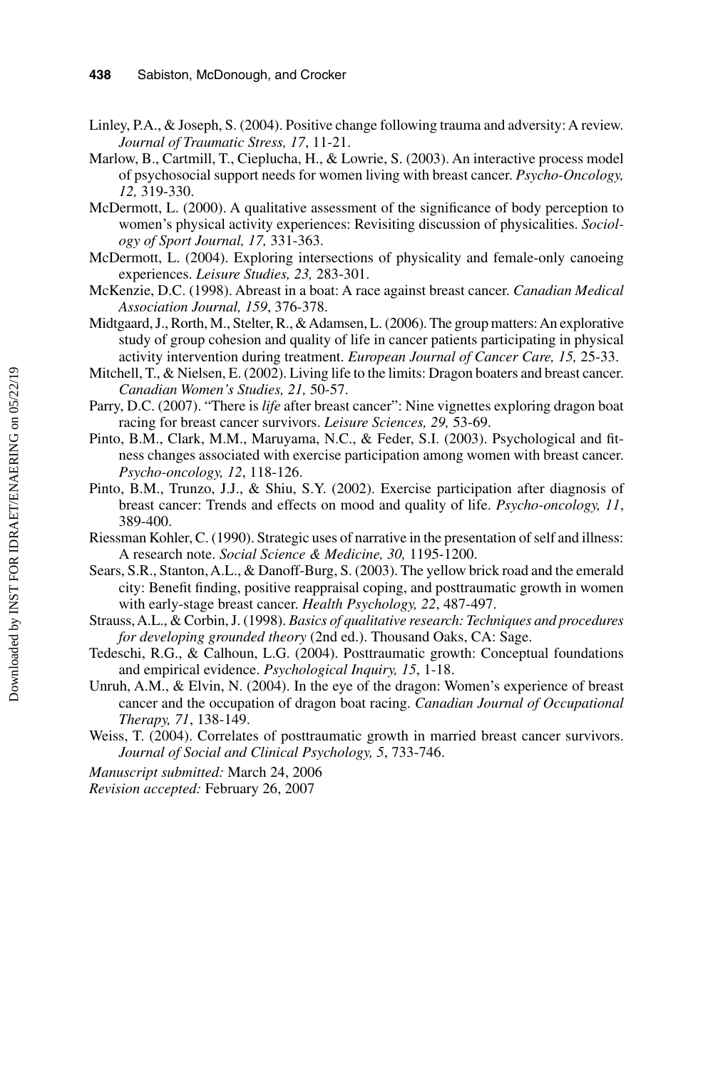Linley, P.A., & Joseph, S. (2004). Positive change following trauma and adversity: A review. *Journal of Traumatic Stress, 17*, 11-21.

Marlow, B., Cartmill, T., Cieplucha, H., & Lowrie, S. (2003). An interactive process model of psychosocial support needs for women living with breast cancer. *Psycho-Oncology, 12,* 319-330.

McDermott, L. (2000). A qualitative assessment of the significance of body perception to women's physical activity experiences: Revisiting discussion of physicalities. *Sociology of Sport Journal, 17,* 331-363.

McDermott, L. (2004). Exploring intersections of physicality and female-only canoeing experiences. *Leisure Studies, 23,* 283-301.

McKenzie, D.C. (1998). Abreast in a boat: A race against breast cancer. *Canadian Medical Association Journal, 159*, 376-378.

Midtgaard, J., Rorth, M., Stelter, R., & Adamsen, L. (2006). The group matters: An explorative study of group cohesion and quality of life in cancer patients participating in physical activity intervention during treatment. *European Journal of Cancer Care, 15,* 25-33.

Mitchell, T., & Nielsen, E. (2002). Living life to the limits: Dragon boaters and breast cancer. *Canadian Women's Studies, 21,* 50-57.

Parry, D.C. (2007). "There is *life* after breast cancer": Nine vignettes exploring dragon boat racing for breast cancer survivors. *Leisure Sciences, 29,* 53-69.

Pinto, B.M., Clark, M.M., Maruyama, N.C., & Feder, S.I. (2003). Psychological and fitness changes associated with exercise participation among women with breast cancer. *Psycho-oncology, 12*, 118-126.

Pinto, B.M., Trunzo, J.J., & Shiu, S.Y. (2002). Exercise participation after diagnosis of breast cancer: Trends and effects on mood and quality of life. *Psycho-oncology, 11*, 389-400.

Riessman Kohler, C. (1990). Strategic uses of narrative in the presentation of self and illness: A research note. *Social Science & Medicine, 30,* 1195-1200.

Sears, S.R., Stanton, A.L., & Danoff-Burg, S. (2003). The yellow brick road and the emerald city: Benefit finding, positive reappraisal coping, and posttraumatic growth in women with early-stage breast cancer. *Health Psychology, 22*, 487-497.

Strauss, A.L., & Corbin, J. (1998). *Basics of qualitative research: Techniques and procedures for developing grounded theory* (2nd ed.). Thousand Oaks, CA: Sage.

Tedeschi, R.G., & Calhoun, L.G. (2004). Posttraumatic growth: Conceptual foundations and empirical evidence. *Psychological Inquiry, 15*, 1-18.

Unruh, A.M., & Elvin, N. (2004). In the eye of the dragon: Women's experience of breast cancer and the occupation of dragon boat racing. *Canadian Journal of Occupational Therapy, 71*, 138-149.

Weiss, T. (2004). Correlates of posttraumatic growth in married breast cancer survivors. *Journal of Social and Clinical Psychology, 5*, 733-746.

*Manuscript submitted:* March 24, 2006

*Revision accepted:* February 26, 2007